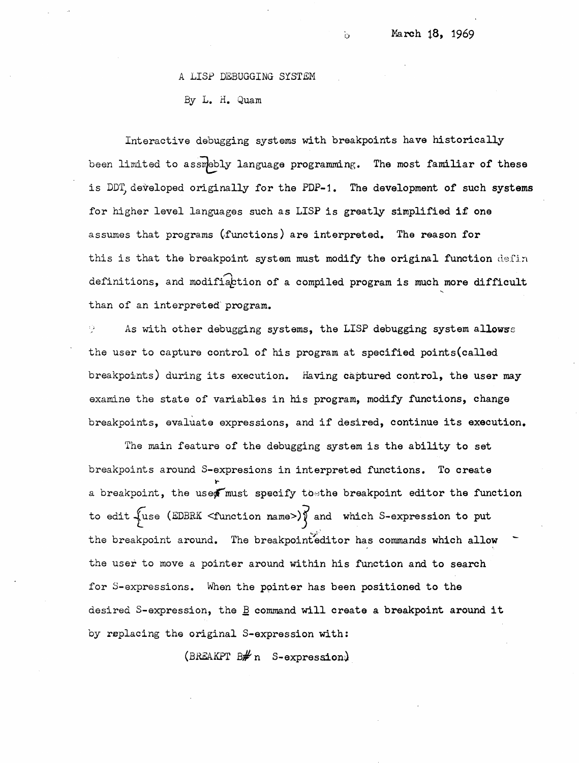March 18, 1969

# A LISP DEBUGGING SYSTEM

By L. H. Quam

Interactive debugging systems with breakpoints have historically been limited to assembly language programming. The most familiar of these is DDT, developed originally for the PDP-1. The development of such systems for higher level languages such as LISP is greatly simplified if one assumes that programs (functions) are interpreted. The reason for this is that the breakpoint system must modify the original function definitions, and modification of a compiled program is much more difficult than of an interpreted program.

As with other debugging systems, the LISP debugging system allows the user to capture control of his program at specified points (called breakpoints) during its execution. Having captured control, the user may examine the state of variables in his program, modify functions, change breakpoints, evaluate expressions, and if desired, continue its execution.

The main feature of the debugging system is the ability to set breakpoints around S-expresions in interpreted functions. To create a breakpoint, the user must specify to the breakpoint editor the function to edit {use (EDBRK <function name>)} and which S-expression to put the breakpoint around. The breakpoint editor has commands which allow the user to move a pointer around within his function and to search for S-expressions. When the pointer has been positioned to the desired S-expression, the B command will create a breakpoint around it by replacing the original S-expression with:

(BREAKPT B# n S-expression)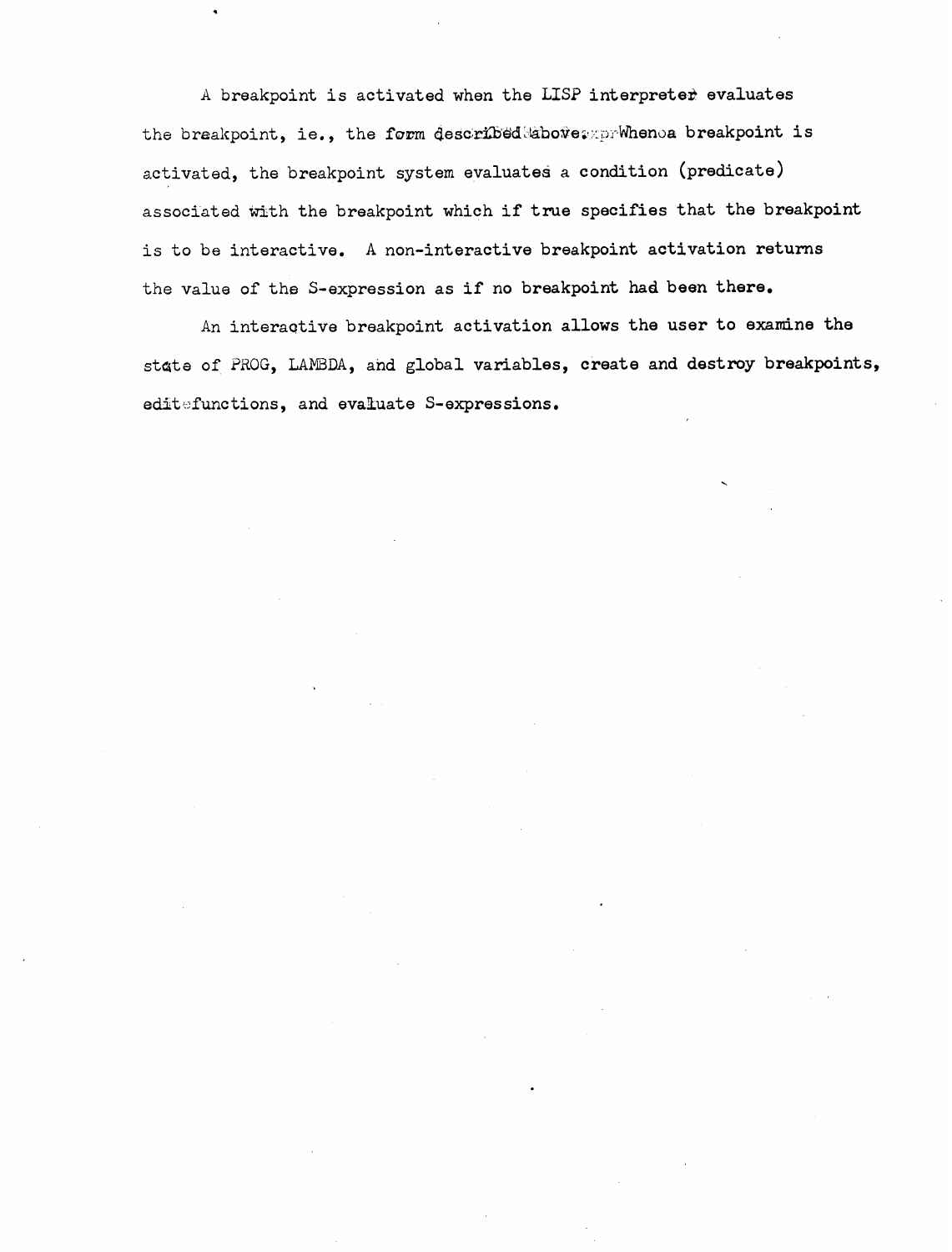A breakpoint is activated when the LISP interpreter evaluates the breakpoint, ie., the form described above. When a breakpoint is activated, the breakpoint system evaluates a condition (predicate) associated with the breakpoint which if true specifies that the breakpoint is to be interactive. A non-interactive breakpoint activation returns the value of the S-expression as if no breakpoint had been there.

An interactive breakpoint activation allows the user to examine the state of PROG, LAMBDA, and global variables, create and destroy breakpoints, edit functions, and evaluate S-expressions.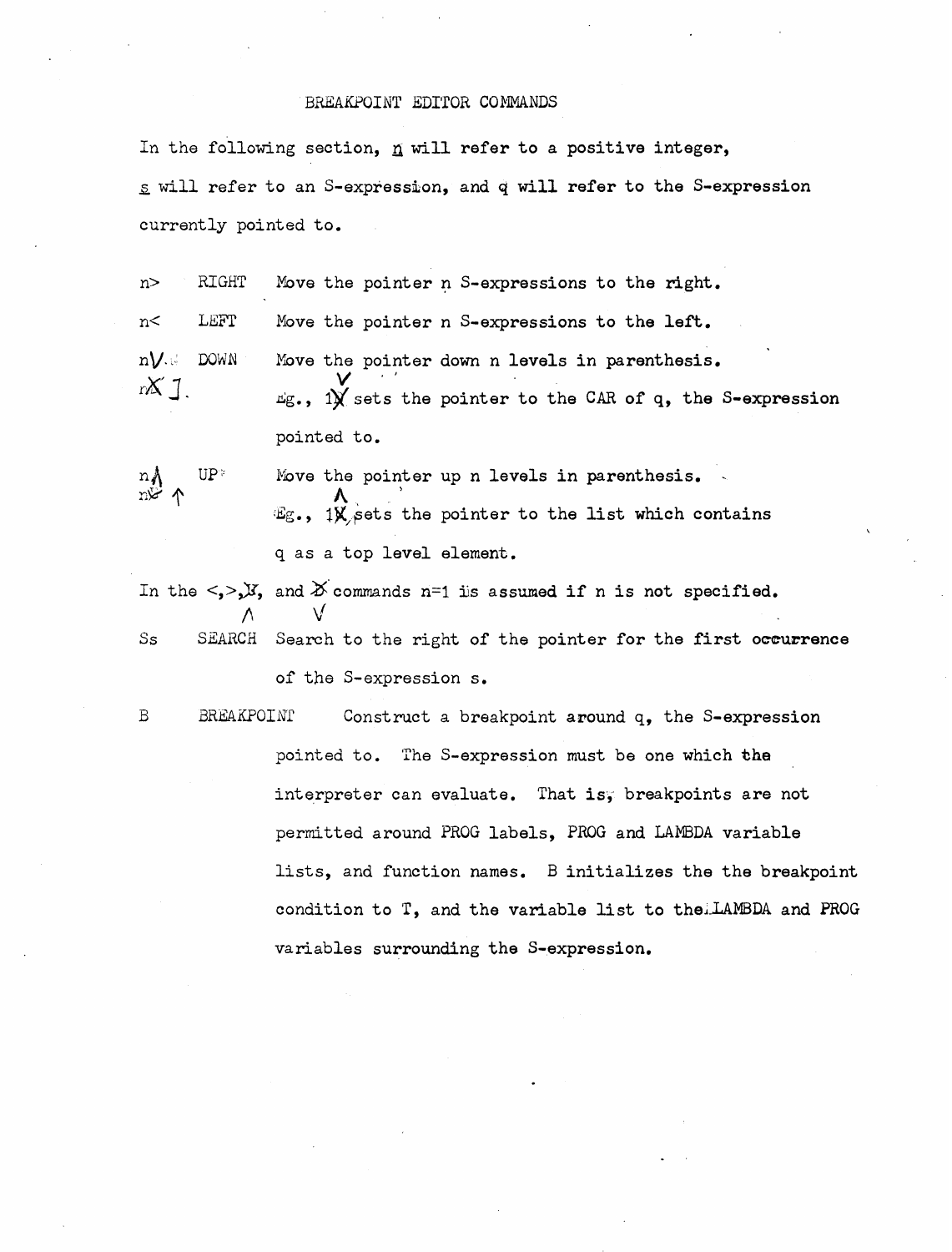# BREAKPOINT EDITOR COMMANDS

In the following section, n will refer to a positive integer, s will refer to an S-expression, and q will refer to the S-expression currently pointed to.

| | | |
|---|---|---|
| n> | RIGHT | Move the pointer n S-expressions to the right. |
| n< | LEFT | Move the pointer n S-expressions to the left. |
| nV | DOWN | Move the pointer down n levels in parenthesis. Eg., 1V sets the pointer to the CAR of q, the S-expression pointed to. |
| n∧ | UP | Move the pointer up n levels in parenthesis. Eg., 1∧ sets the pointer to the list which contains q as a top level element. |

In the <,>,∧, and V commands n=1 is assumed if n is not specified.

| | | |
|---|---|---|
| Ss | SEARCH | Search to the right of the pointer for the first occurrence of the S-expression s. |
| B | BREAKPOINT | Construct a breakpoint around q, the S-expression pointed to. The S-expression must be one which the interpreter can evaluate. That is, breakpoints are not permitted around PROG labels, PROG and LAMBDA variable lists, and function names. B initializes the the breakpoint condition to T, and the variable list to the LAMBDA and PROG variables surrounding the S-expression. |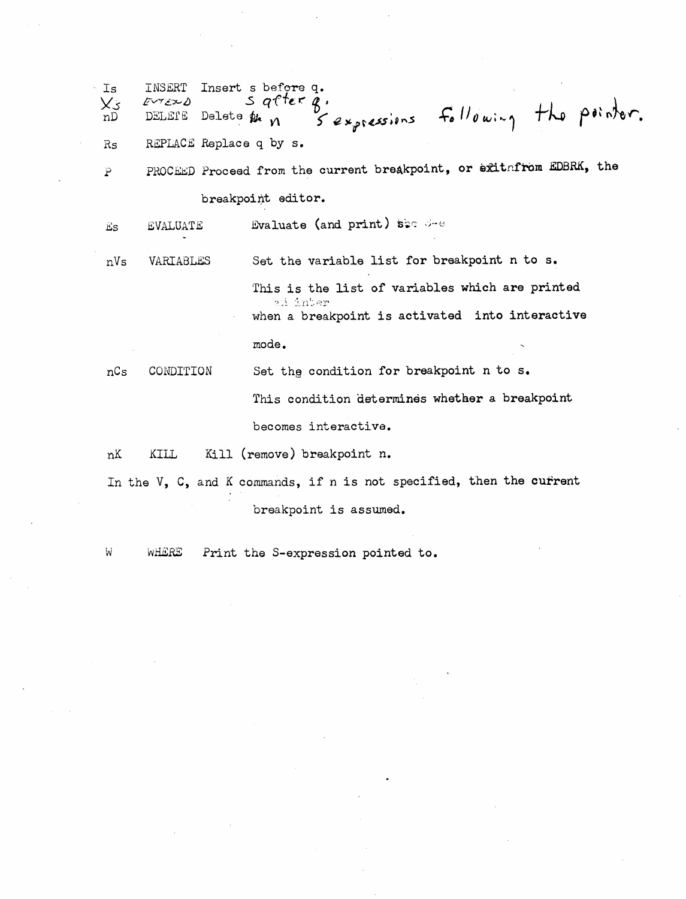| | | |
|---|---|---|
| Is | INSERT | Insert s before q. |
| Xs | EXTEND | s after q. |
| nD | DELETE | Delete the n S expressions following the pointer. |
| Rs | REPLACE | Replace q by s. |
| P | PROCEED | Proceed from the current breakpoint, or exit from EDBRK, the breakpoint editor. |
| Es | EVALUATE | Evaluate (and print) the S-e |
| nVs | VARIABLES | Set the variable list for breakpoint n to s. This is the list of variables which are printed when a breakpoint is activated into interactive mode. |
| nCs | CONDITION | Set the condition for breakpoint n to s. This condition determines whether a breakpoint becomes interactive. |
| nK | KILL | Kill (remove) breakpoint n. |

In the V, C, and K commands, if n is not specified, then the current breakpoint is assumed.

| | | |
|---|---|---|
| W | WHERE | Print the S-expression pointed to. |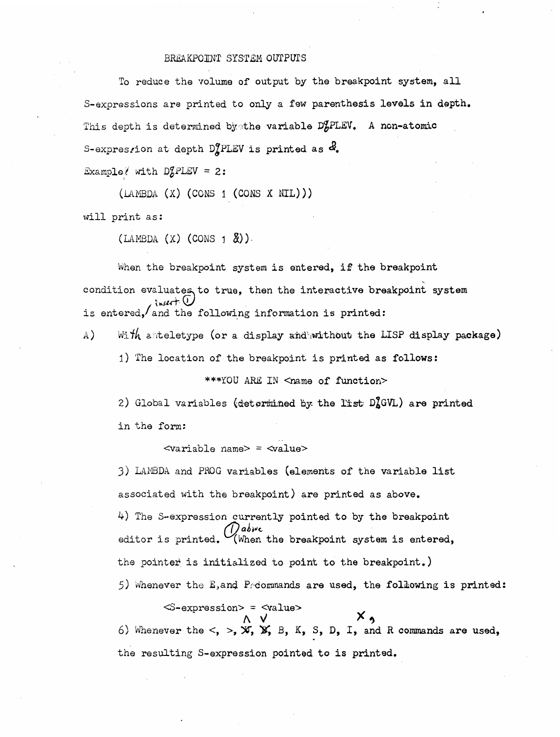BREAKPOINT SYSTEM OUTPUTS

To reduce the volume of output by the breakpoint system, all S-expressions are printed to only a few parenthesis levels in depth. This depth is determined by the variable D%PLEV. A non-atomic S-expression at depth D%PLEV is printed as &.

Example: with D%PLEV = 2:

```
(LAMBDA (X) (CONS 1 (CONS X NIL)))
```

will print as:

```
(LAMBDA (X) (CONS 1 &))
```

When the breakpoint system is entered, if the breakpoint condition evaluates to true, then the interactive breakpoint system is entered, (insert ①) and the following information is printed:

A) With a teletype (or a display without the LISP display package)

1) The location of the breakpoint is printed as follows:

***YOU ARE IN <name of function>

2) Global variables (determined by the list D%GVL) are printed in the form:

<variable name> = <value>

3) LAMBDA and PROG variables (elements of the variable list associated with the breakpoint) are printed as above.

4) The S-expression currently pointed to by the breakpoint editor is printed. ① above (When the breakpoint system is entered, the pointer is initialized to point to the breakpoint.)

5) Whenever the E, and P commands are used, the following is printed:

<S-expression> = <value>

6) Whenever the <, >, ∧, ∨, B, K, S, D, I, X, and R commands are used, the resulting S-expression pointed to is printed.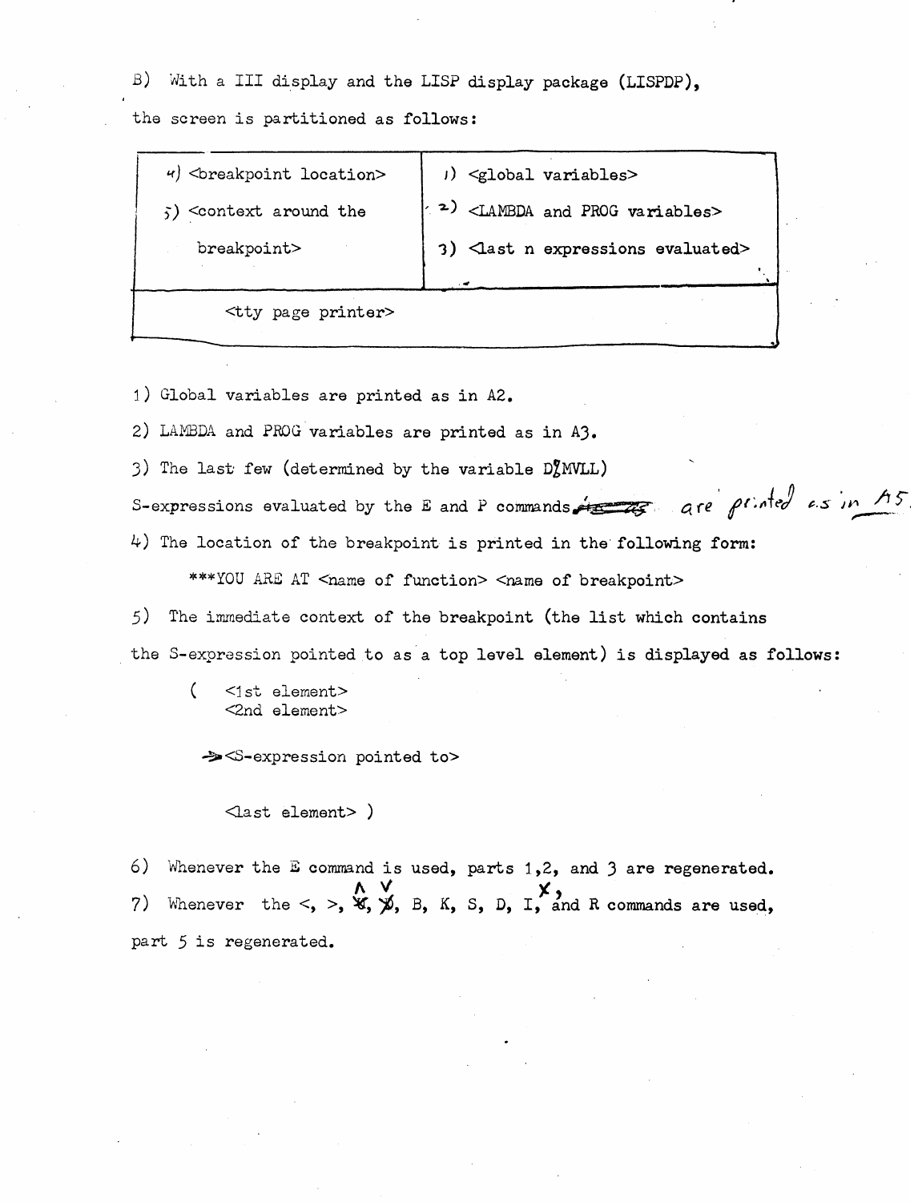B) With a III display and the LISP display package (LISPDP), the screen is partitioned as follows:

| | |
|---|---|
| 4) <breakpoint location><br>5) <context around the breakpoint> | 1) <global variables><br>2) <LAMBDA and PROG variables><br>3) <last n expressions evaluated> |
| <tty page printer> | |

1) Global variables are printed as in A2.

2) LAMBDA and PROG variables are printed as in A3.

3) The last few (determined by the variable D?MVLL) S-expressions evaluated by the E and P commands are printed as in A5.

4) The location of the breakpoint is printed in the following form:

```
***YOU ARE AT <name of function> <name of breakpoint>
```

5) The immediate context of the breakpoint (the list which contains the S-expression pointed to as a top level element) is displayed as follows:

```
(   <1st element>
    <2nd element>

  -> <S-expression pointed to>

    <last element> )
```

6) Whenever the E command is used, parts 1,2, and 3 are regenerated.

7) Whenever the <, >, ∧, ∨, B, K, S, D, I, X, and R commands are used, part 5 is regenerated.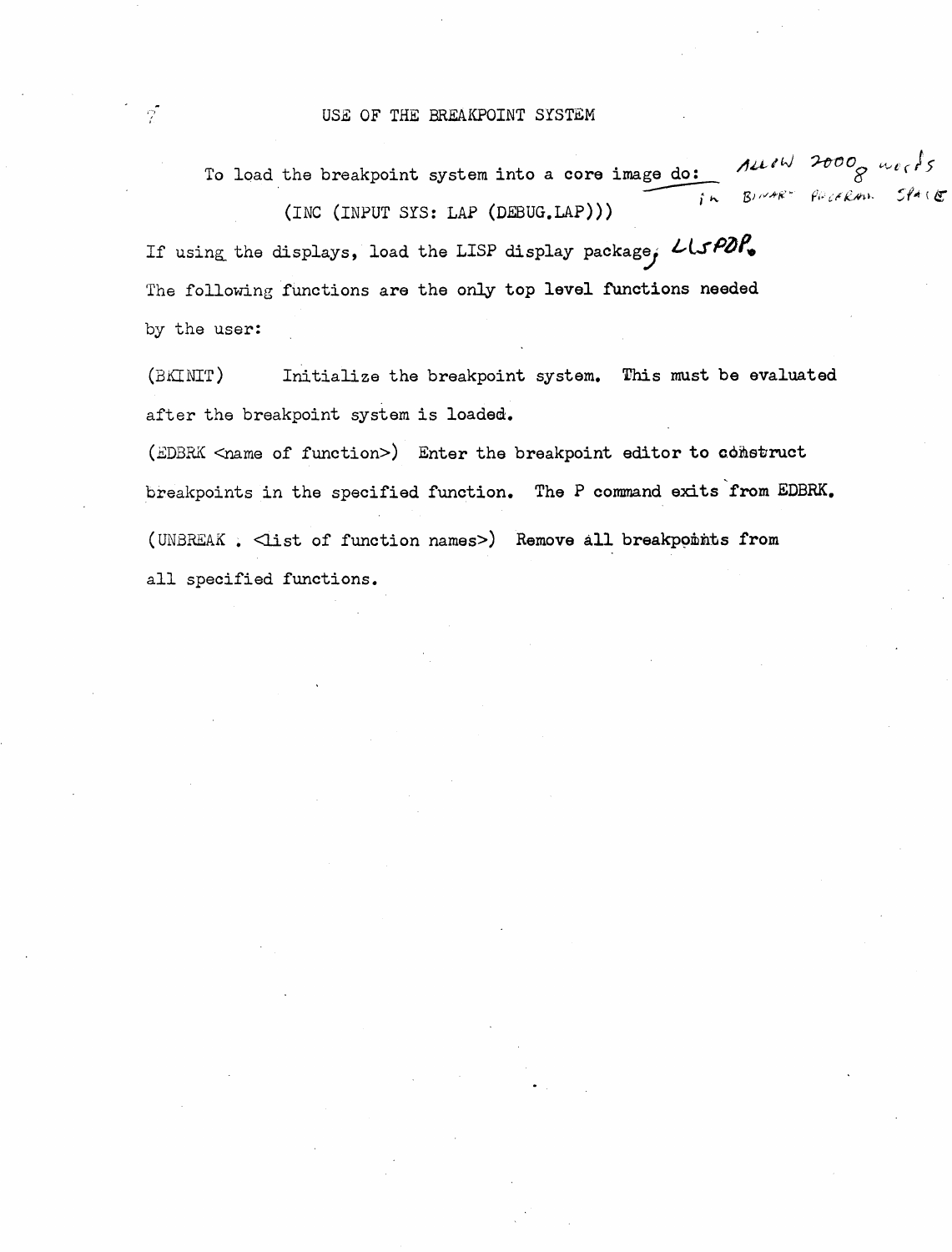# USE OF THE BREAKPOINT SYSTEM

To load the breakpoint system into a core image do: *Allow $2000_8$ words in binary program space*

```
(INC (INPUT SYS: LAP (DEBUG.LAP)))
```

If using the displays, load the LISP display package, *LISPDP.*

The following functions are the only top level functions needed by the user:

(BKINIT) Initialize the breakpoint system. This must be evaluated after the breakpoint system is loaded.

(EDBRK <name of function>) Enter the breakpoint editor to construct breakpoints in the specified function. The P command exits from EDBRK.

(UNBREAK . <list of function names>) Remove all breakpoints from all specified functions.